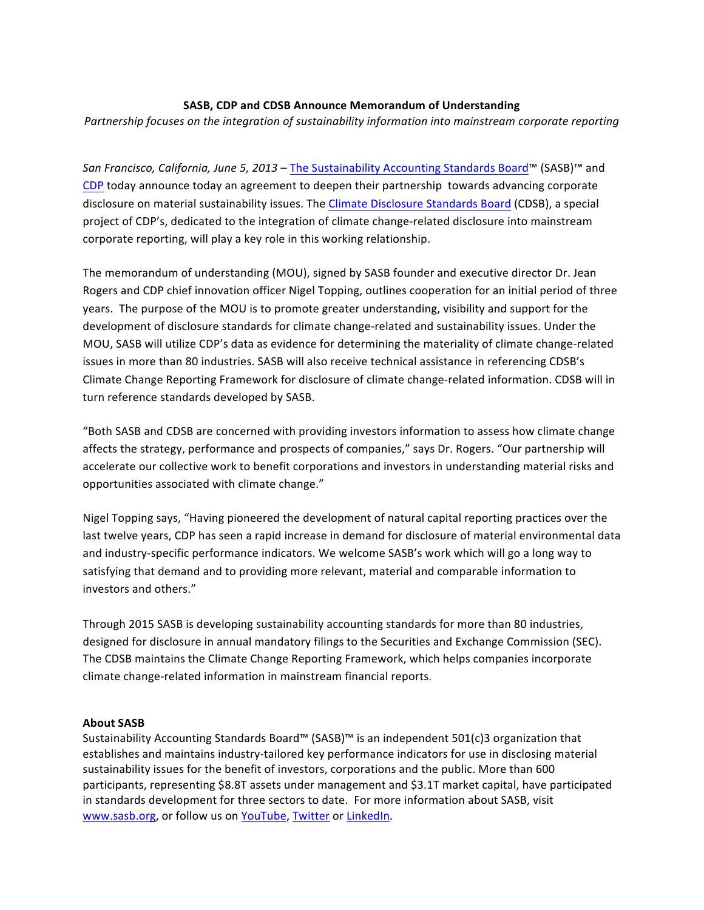**SASB, CDP and CDSB Announce Memorandum of Understanding**

*Partnership focuses on the integration of sustainability information into mainstream corporate reporting*

*San Francisco, California, June 5, 2013* – The Sustainability Accounting Standards Board™ (SASB)™ and CDP today announce today an agreement to deepen their partnership towards advancing corporate disclosure on material sustainability issues. The Climate Disclosure Standards Board (CDSB), a special project of CDP's, dedicated to the integration of climate change-related disclosure into mainstream corporate reporting, will play a key role in this working relationship.

The memorandum of understanding (MOU), signed by SASB founder and executive director Dr. Jean Rogers and CDP chief innovation officer Nigel Topping, outlines cooperation for an initial period of three years. The purpose of the MOU is to promote greater understanding, visibility and support for the development of disclosure standards for climate change-related and sustainability issues. Under the MOU, SASB will utilize CDP's data as evidence for determining the materiality of climate change-related issues in more than 80 industries. SASB will also receive technical assistance in referencing CDSB's Climate Change Reporting Framework for disclosure of climate change-related information. CDSB will in turn reference standards developed by SASB.

"Both SASB and CDSB are concerned with providing investors information to assess how climate change affects the strategy, performance and prospects of companies," says Dr. Rogers. "Our partnership will accelerate our collective work to benefit corporations and investors in understanding material risks and opportunities associated with climate change."

Nigel Topping says, "Having pioneered the development of natural capital reporting practices over the last twelve years, CDP has seen a rapid increase in demand for disclosure of material environmental data and industry-specific performance indicators. We welcome SASB's work which will go a long way to satisfying that demand and to providing more relevant, material and comparable information to investors and others."

Through 2015 SASB is developing sustainability accounting standards for more than 80 industries, designed for disclosure in annual mandatory filings to the Securities and Exchange Commission (SEC). The CDSB maintains the Climate Change Reporting Framework, which helps companies incorporate climate change-related information in mainstream financial reports.

**About SASB**

Sustainability Accounting Standards Board™ (SASB)™ is an independent 501(c)3 organization that establishes and maintains industry-tailored key performance indicators for use in disclosing material sustainability issues for the benefit of investors, corporations and the public. More than 600 participants, representing $8.8T assets under management and $3.1T market capital, have participated in standards development for three sectors to date. For more information about SASB, visit www.sasb.org, or follow us on YouTube, Twitter or LinkedIn.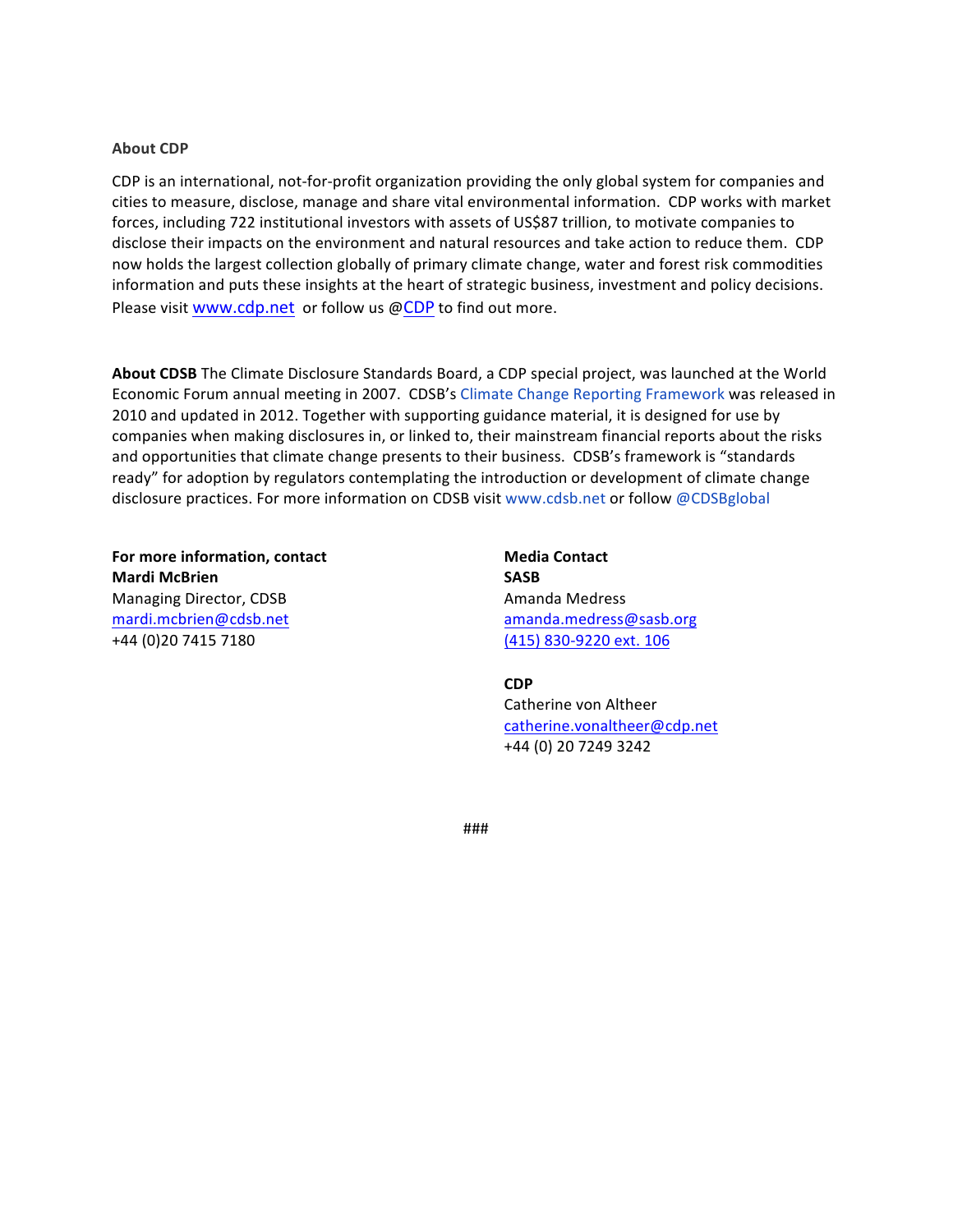**About CDP**

CDP is an international, not-for-profit organization providing the only global system for companies and cities to measure, disclose, manage and share vital environmental information. CDP works with market forces, including 722 institutional investors with assets of US$87 trillion, to motivate companies to disclose their impacts on the environment and natural resources and take action to reduce them. CDP now holds the largest collection globally of primary climate change, water and forest risk commodities information and puts these insights at the heart of strategic business, investment and policy decisions. Please visit www.cdp.net or follow us @CDP to find out more.

**About CDSB** The Climate Disclosure Standards Board, a CDP special project, was launched at the World Economic Forum annual meeting in 2007. CDSB's Climate Change Reporting Framework was released in 2010 and updated in 2012. Together with supporting guidance material, it is designed for use by companies when making disclosures in, or linked to, their mainstream financial reports about the risks and opportunities that climate change presents to their business. CDSB's framework is "standards ready" for adoption by regulators contemplating the introduction or development of climate change disclosure practices. For more information on CDSB visit www.cdsb.net or follow @CDSBglobal

**For more information, contact**
**Mardi McBrien**
Managing Director, CDSB
mardi.mcbrien@cdsb.net
+44 (0)20 7415 7180

**Media Contact**
**SASB**
Amanda Medress
amanda.medress@sasb.org
(415) 830-9220 ext. 106

**CDP**
Catherine von Altheer
catherine.vonaltheer@cdp.net
+44 (0) 20 7249 3242

###